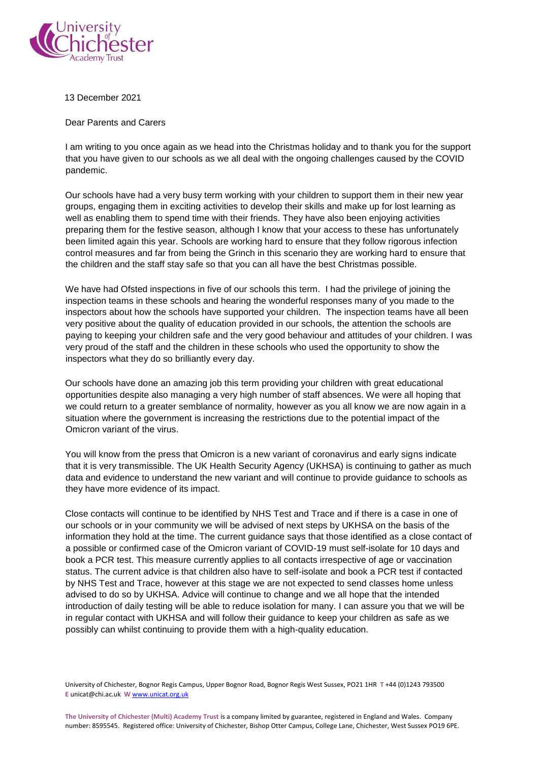13 December 2021

Dear Parents and Carers

I am writing to you once again as we head into the Christmas holiday and to thank you for the support that you have given to our schools as we all deal with the ongoing challenges caused by the COVID pandemic.

Our schools have had a very busy term working with your children to support them in their new year groups, engaging them in exciting activities to develop their skills and make up for lost learning as well as enabling them to spend time with their friends. They have also been enjoying activities preparing them for the festive season, although I know that your access to these has unfortunately been limited again this year. Schools are working hard to ensure that they follow rigorous infection control measures and far from being the Grinch in this scenario they are working hard to ensure that the children and the staff stay safe so that you can all have the best Christmas possible.

We have had Ofsted inspections in five of our schools this term. I had the privilege of joining the inspection teams in these schools and hearing the wonderful responses many of you made to the inspectors about how the schools have supported your children. The inspection teams have all been very positive about the quality of education provided in our schools, the attention the schools are paying to keeping your children safe and the very good behaviour and attitudes of your children. I was very proud of the staff and the children in these schools who used the opportunity to show the inspectors what they do so brilliantly every day.

Our schools have done an amazing job this term providing your children with great educational opportunities despite also managing a very high number of staff absences. We were all hoping that we could return to a greater semblance of normality, however as you all know we are now again in a situation where the government is increasing the restrictions due to the potential impact of the Omicron variant of the virus.

You will know from the press that Omicron is a new variant of coronavirus and early signs indicate that it is very transmissible. The UK Health Security Agency (UKHSA) is continuing to gather as much data and evidence to understand the new variant and will continue to provide guidance to schools as they have more evidence of its impact.

Close contacts will continue to be identified by NHS Test and Trace and if there is a case in one of our schools or in your community we will be advised of next steps by UKHSA on the basis of the information they hold at the time. The current guidance says that those identified as a close contact of a possible or confirmed case of the Omicron variant of COVID-19 must self-isolate for 10 days and book a PCR test. This measure currently applies to all contacts irrespective of age or vaccination status. The current advice is that children also have to self-isolate and book a PCR test if contacted by NHS Test and Trace, however at this stage we are not expected to send classes home unless advised to do so by UKHSA. Advice will continue to change and we all hope that the intended introduction of daily testing will be able to reduce isolation for many. I can assure you that we will be in regular contact with UKHSA and will follow their guidance to keep your children as safe as we possibly can whilst continuing to provide them with a high-quality education.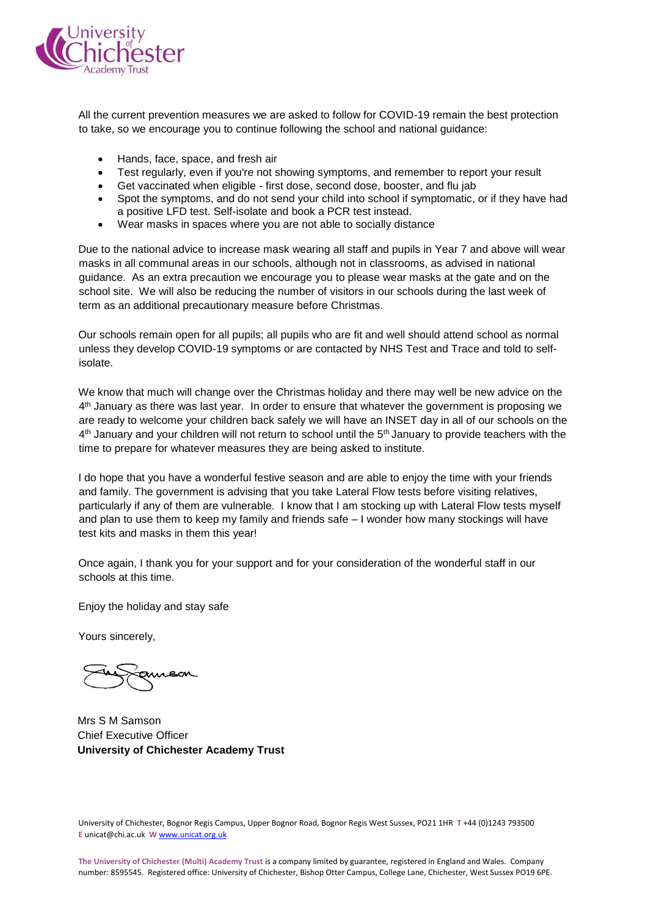All the current prevention measures we are asked to follow for COVID-19 remain the best protection to take, so we encourage you to continue following the school and national guidance:

- Hands, face, space, and fresh air
- Test regularly, even if you're not showing symptoms, and remember to report your result
- Get vaccinated when eligible - first dose, second dose, booster, and flu jab
- Spot the symptoms, and do not send your child into school if symptomatic, or if they have had a positive LFD test. Self-isolate and book a PCR test instead.
- Wear masks in spaces where you are not able to socially distance

Due to the national advice to increase mask wearing all staff and pupils in Year 7 and above will wear masks in all communal areas in our schools, although not in classrooms, as advised in national guidance. As an extra precaution we encourage you to please wear masks at the gate and on the school site. We will also be reducing the number of visitors in our schools during the last week of term as an additional precautionary measure before Christmas.

Our schools remain open for all pupils; all pupils who are fit and well should attend school as normal unless they develop COVID-19 symptoms or are contacted by NHS Test and Trace and told to self-isolate.

We know that much will change over the Christmas holiday and there may well be new advice on the 4th January as there was last year. In order to ensure that whatever the government is proposing we are ready to welcome your children back safely we will have an INSET day in all of our schools on the 4th January and your children will not return to school until the 5th January to provide teachers with the time to prepare for whatever measures they are being asked to institute.

I do hope that you have a wonderful festive season and are able to enjoy the time with your friends and family. The government is advising that you take Lateral Flow tests before visiting relatives, particularly if any of them are vulnerable. I know that I am stocking up with Lateral Flow tests myself and plan to use them to keep my family and friends safe – I wonder how many stockings will have test kits and masks in them this year!

Once again, I thank you for your support and for your consideration of the wonderful staff in our schools at this time.

Enjoy the holiday and stay safe

Yours sincerely,

Mrs S M Samson
Chief Executive Officer
**University of Chichester Academy Trust**

University of Chichester, Bognor Regis Campus, Upper Bognor Road, Bognor Regis West Sussex, PO21 1HR **T** +44 (0)1243 793500
**E** unicat@chi.ac.uk **W** www.unicat.org.uk

**The University of Chichester (Multi) Academy Trust** is a company limited by guarantee, registered in England and Wales. Company number: 8595545. Registered office: University of Chichester, Bishop Otter Campus, College Lane, Chichester, West Sussex PO19 6PE.